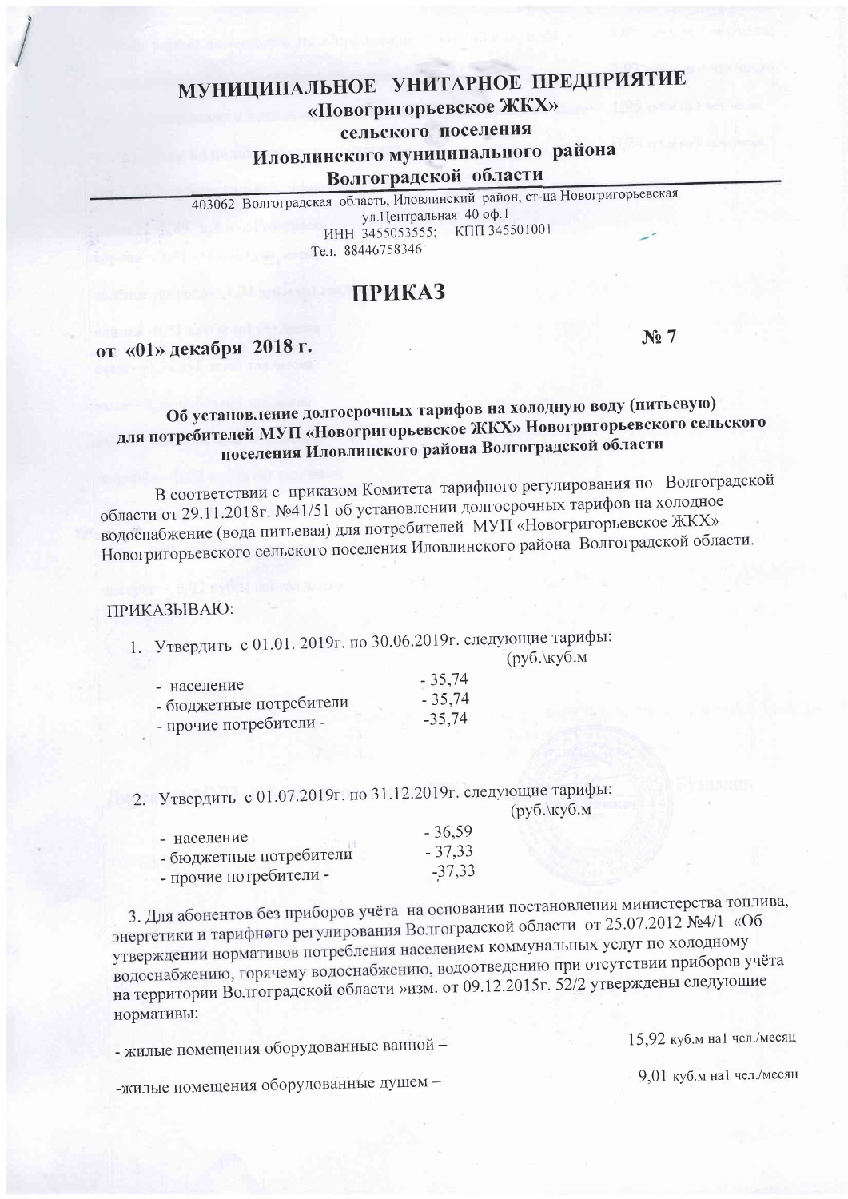# МУНИЦИПАЛЬНОЕ УНИТАРНОЕ ПРЕДПРИЯТИЕ
## «Новогригорьевское ЖКХ»
## сельского поселения
## Иловлинского муниципального района
## Волгоградской области

403062 Волгоградская область, Иловлинский район, ст-ца Новогригорьевская
ул.Центральная 40 оф.1
ИНН 3455053555; КПП 345501001
Тел. 88446758346

# ПРИКАЗ

от «01» декабря 2018 г. № 7

**Об установление долгосрочных тарифов на холодную воду (питьевую) для потребителей МУП «Новогригорьевское ЖКХ» Новогригорьевского сельского поселения Иловлинского района Волгоградской области**

В соответствии с приказом Комитета тарифного регулирования по Волгоградской области от 29.11.2018г. №41/51 об установлении долгосрочных тарифов на холодное водоснабжение (вода питьевая) для потребителей МУП «Новогригорьевское ЖКХ» Новогригорьевского сельского поселения Иловлинского района Волгоградской области.

ПРИКАЗЫВАЮ:

1. Утвердить с 01.01. 2019г. по 30.06.2019г. следующие тарифы:
   (руб.\куб.м
   - население - 35,74
   - бюджетные потребители - 35,74
   - прочие потребители - -35,74

2. Утвердить с 01.07.2019г. по 31.12.2019г. следующие тарифы:
   (руб.\куб.м
   - население - 36,59
   - бюджетные потребители - 37,33
   - прочие потребители - -37,33

3. Для абонентов без приборов учёта на основании постановления министерства топлива, энергетики и тарифного регулирования Волгоградской области от 25.07.2012 №4/1 «Об утверждении нормативов потребления населением коммунальных услуг по холодному водоснабжению, горячему водоснабжению, водоотведению при отсутствии приборов учёта на территории Волгоградской области »изм. от 09.12.2015г. 52/2 утверждены следующие нормативы:

- жилые помещения оборудованные ванной – 15,92 куб.м на1 чел./месяц

-жилые помещения оборудованные душем – 9,01 куб.м на1 чел./месяц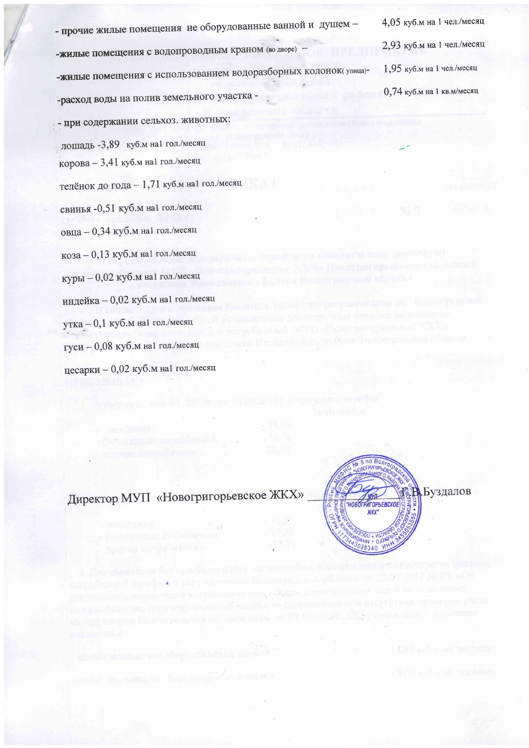- прочие жилые помещения не оборудованные ванной и душем – 4,05 куб.м на 1 чел./месяц

-жилые помещения с водопроводным краном (во дворе) 2,93 куб.м на 1 чел./месяц

-жилые помещения с использованием водоразборных колонок( улица)- 1,95 куб.м на 1 чел./месяц

-расход воды на полив земельного участка - 0,74 куб.м на 1 кв.м/месяц

- при содержании сельхоз. животных:

лошадь -3,89 куб.м на1 гол./месяц

корова – 3,41 куб.м на1 гол./месяц

телёнок до года – 1,71 куб.м на1 гол./месяц

свинья -0,51 куб.м на1 гол./месяц

овца – 0,34 куб.м на1 гол./месяц

коза – 0,13 куб.м на1 гол./месяц

куры – 0,02 куб.м на1 гол./месяц

индейка – 0,02 куб.м на1 гол./месяц

утка – 0,1 куб.м на1 гол./месяц

гуси – 0,08 куб.м на1 гол./месяц

цесарки – 0,02 куб.м на1 гол./месяц

Директор МУП «Новогригорьевское ЖКХ» __________ Г.В.Буздалов